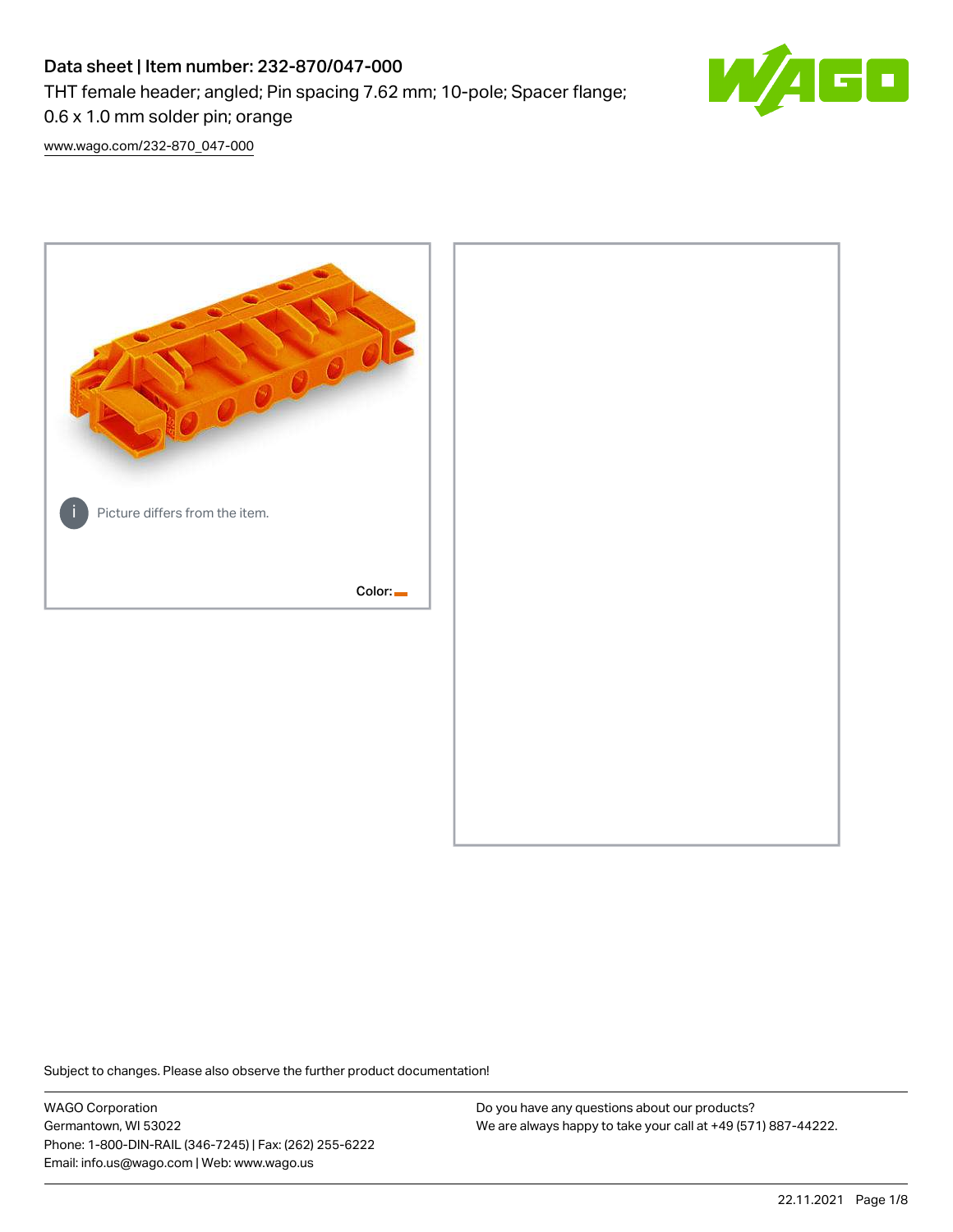# Data sheet | Item number: 232-870/047-000

THT female header; angled; Pin spacing 7.62 mm; 10-pole; Spacer flange; 0.6 x 1.0 mm solder pin; orange

www.wago.com/232-870_047-000

Picture differs from the item.

Color:

Subject to changes. Please also observe the further product documentation!

WAGO Corporation
Germantown, WI 53022
Phone: 1-800-DIN-RAIL (346-7245) | Fax: (262) 255-6222
Email: info.us@wago.com | Web: www.wago.us

Do you have any questions about our products?
We are always happy to take your call at +49 (571) 887-44222.

22.11.2021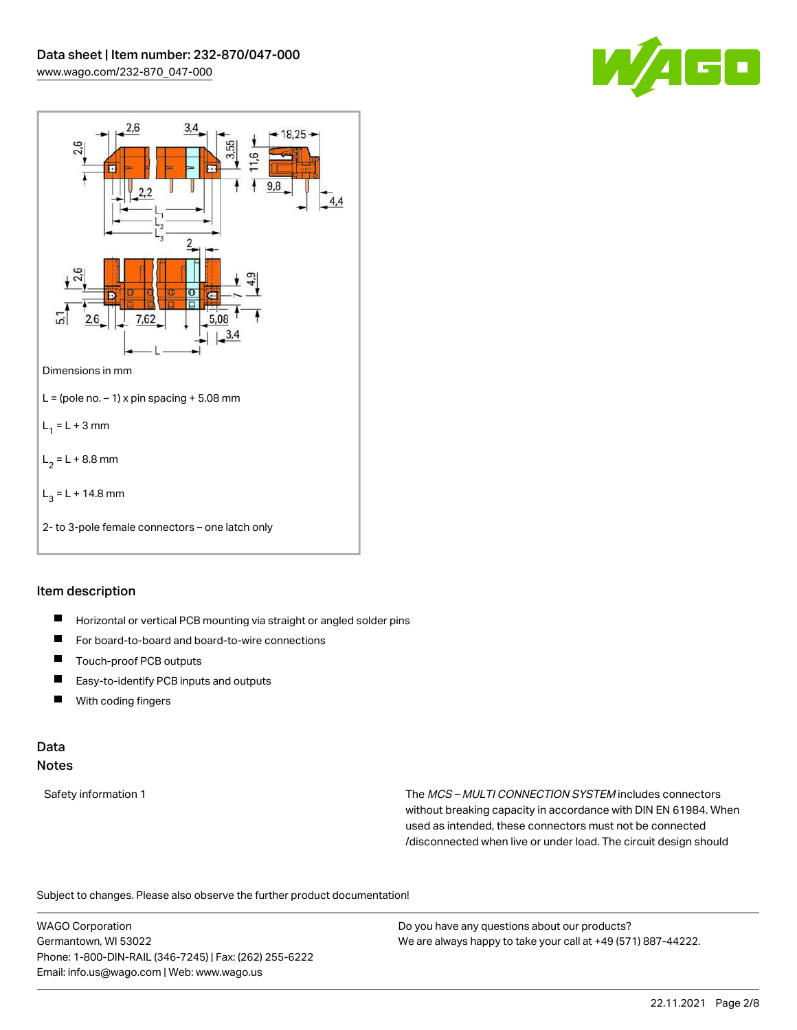Dimensions in mm

L = (pole no. – 1) x pin spacing + 5.08 mm

$L_1$ = L + 3 mm

$L_2$ = L + 8.8 mm

$L_3$ = L + 14.8 mm

2- to 3-pole female connectors – one latch only

## Item description

- Horizontal or vertical PCB mounting via straight or angled solder pins
- For board-to-board and board-to-wire connections
- Touch-proof PCB outputs
- Easy-to-identify PCB inputs and outputs
- With coding fingers

## Data

### Notes

Safety information 1

The *MCS – MULTI CONNECTION SYSTEM* includes connectors without breaking capacity in accordance with DIN EN 61984. When used as intended, these connectors must not be connected /disconnected when live or under load. The circuit design should

Subject to changes. Please also observe the further product documentation!

WAGO Corporation
Germantown, WI 53022
Phone: 1-800-DIN-RAIL (346-7245) | Fax: (262) 255-6222
Email: info.us@wago.com | Web: www.wago.us

Do you have any questions about our products?
We are always happy to take your call at +49 (571) 887-44222.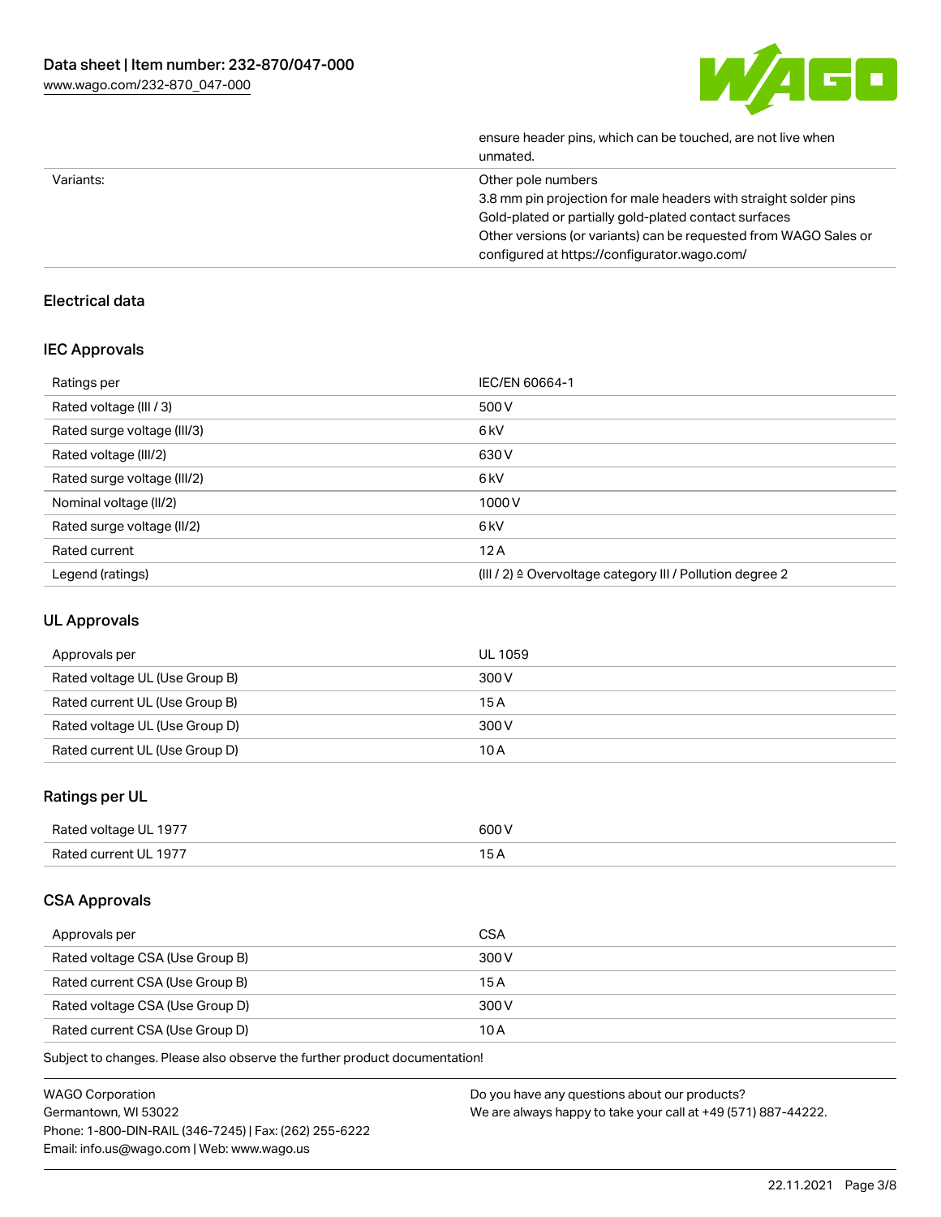|  | ensure header pins, which can be touched, are not live when unmated. |
| --- | --- |
| Variants: | Other pole numbers<br>3.8 mm pin projection for male headers with straight solder pins<br>Gold-plated or partially gold-plated contact surfaces<br>Other versions (or variants) can be requested from WAGO Sales or configured at https://configurator.wago.com/ |

## Electrical data

### IEC Approvals

| Ratings per | IEC/EN 60664-1 |
| --- | --- |
| Rated voltage (III / 3) | 500 V |
| Rated surge voltage (III/3) | 6 kV |
| Rated voltage (III/2) | 630 V |
| Rated surge voltage (III/2) | 6 kV |
| Nominal voltage (II/2) | 1000 V |
| Rated surge voltage (II/2) | 6 kV |
| Rated current | 12 A |
| Legend (ratings) | (III / 2) ≙ Overvoltage category III / Pollution degree 2 |

### UL Approvals

| Approvals per | UL 1059 |
| --- | --- |
| Rated voltage UL (Use Group B) | 300 V |
| Rated current UL (Use Group B) | 15 A |
| Rated voltage UL (Use Group D) | 300 V |
| Rated current UL (Use Group D) | 10 A |

### Ratings per UL

| Rated voltage UL 1977 | 600 V |
| --- | --- |
| Rated current UL 1977 | 15 A |

### CSA Approvals

| Approvals per | CSA |
| --- | --- |
| Rated voltage CSA (Use Group B) | 300 V |
| Rated current CSA (Use Group B) | 15 A |
| Rated voltage CSA (Use Group D) | 300 V |
| Rated current CSA (Use Group D) | 10 A |

Subject to changes. Please also observe the further product documentation!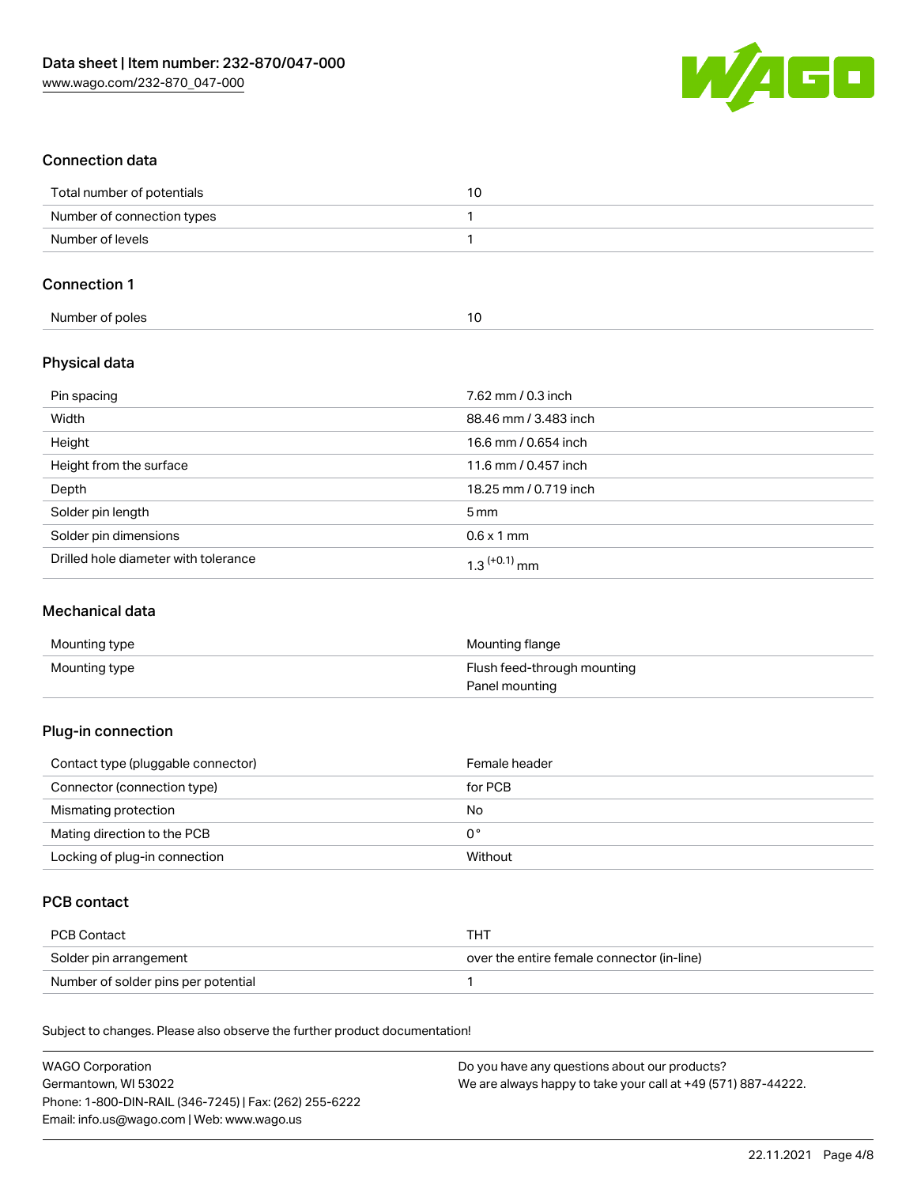## Connection data

| | |
|---|---|
| Total number of potentials | 10 |
| Number of connection types | 1 |
| Number of levels | 1 |

## Connection 1

| | |
|---|---|
| Number of poles | 10 |

## Physical data

| | |
|---|---|
| Pin spacing | 7.62 mm / 0.3 inch |
| Width | 88.46 mm / 3.483 inch |
| Height | 16.6 mm / 0.654 inch |
| Height from the surface | 11.6 mm / 0.457 inch |
| Depth | 18.25 mm / 0.719 inch |
| Solder pin length | 5 mm |
| Solder pin dimensions | 0.6 x 1 mm |
| Drilled hole diameter with tolerance | $1.3^{(+0.1)}$ mm |

## Mechanical data

| | |
|---|---|
| Mounting type | Mounting flange |
| Mounting type | Flush feed-through mounting<br>Panel mounting |

## Plug-in connection

| | |
|---|---|
| Contact type (pluggable connector) | Female header |
| Connector (connection type) | for PCB |
| Mismating protection | No |
| Mating direction to the PCB | 0 ° |
| Locking of plug-in connection | Without |

## PCB contact

| | |
|---|---|
| PCB Contact | THT |
| Solder pin arrangement | over the entire female connector (in-line) |
| Number of solder pins per potential | 1 |

Subject to changes. Please also observe the further product documentation!

WAGO Corporation
Germantown, WI 53022
Phone: 1-800-DIN-RAIL (346-7245) | Fax: (262) 255-6222
Email: info.us@wago.com | Web: www.wago.us

Do you have any questions about our products?
We are always happy to take your call at +49 (571) 887-44222.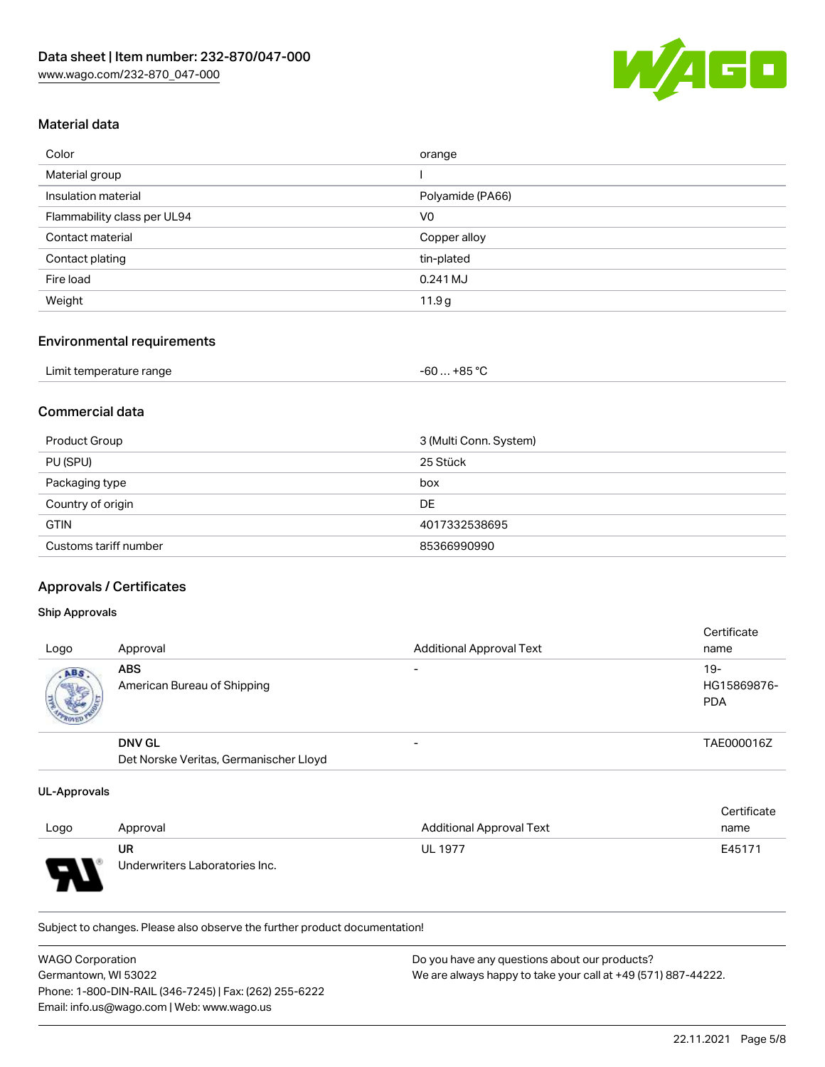## Material data

| | |
|---|---|
| Color | orange |
| Material group | I |
| Insulation material | Polyamide (PA66) |
| Flammability class per UL94 | V0 |
| Contact material | Copper alloy |
| Contact plating | tin-plated |
| Fire load | 0.241 MJ |
| Weight | 11.9 g |

## Environmental requirements

| | |
|---|---|
| Limit temperature range | -60 … +85 °C |

## Commercial data

| | |
|---|---|
| Product Group | 3 (Multi Conn. System) |
| PU (SPU) | 25 Stück |
| Packaging type | box |
| Country of origin | DE |
| GTIN | 4017332538695 |
| Customs tariff number | 85366990990 |

## Approvals / Certificates

### Ship Approvals

| Logo | Approval | Additional Approval Text | Certificate name |
|---|---|---|---|
| | **ABS**<br>American Bureau of Shipping | - | 19-HG15869876-PDA |
| | **DNV GL**<br>Det Norske Veritas, Germanischer Lloyd | - | TAE000016Z |

### UL-Approvals

| Logo | Approval | Additional Approval Text | Certificate name |
|---|---|---|---|
| | **UR**<br>Underwriters Laboratories Inc. | UL 1977 | E45171 |

Subject to changes. Please also observe the further product documentation!

WAGO Corporation
Germantown, WI 53022
Phone: 1-800-DIN-RAIL (346-7245) | Fax: (262) 255-6222
Email: info.us@wago.com | Web: www.wago.us

Do you have any questions about our products?
We are always happy to take your call at +49 (571) 887-44222.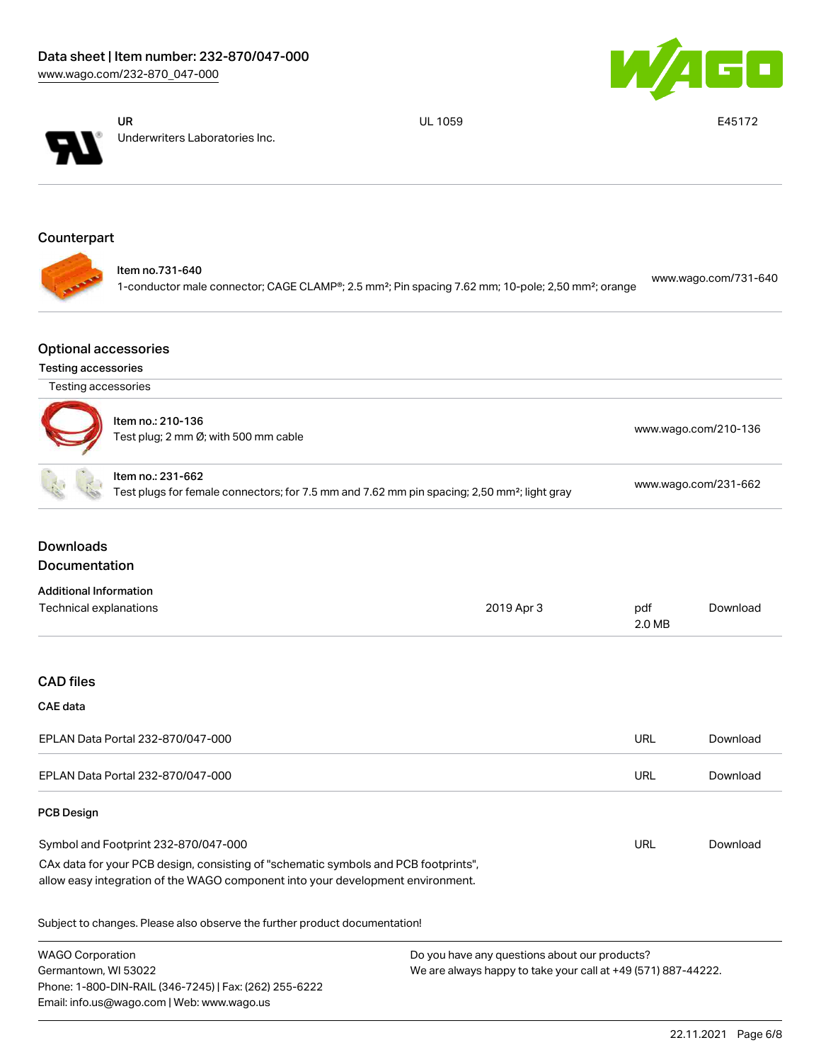| | UR<br>Underwriters Laboratories Inc. | UL 1059 | E45172 |
|---|---|---|---|

## Counterpart

| Item no.731-640<br>1-conductor male connector; CAGE CLAMP®; 2.5 mm²; Pin spacing 7.62 mm; 10-pole; 2,50 mm²; orange | www.wago.com/731-640 |
|---|---|

## Optional accessories

### Testing accessories

| Testing accessories | |
|---|---|
| Item no.: 210-136<br>Test plug; 2 mm Ø; with 500 mm cable | www.wago.com/210-136 |
| Item no.: 231-662<br>Test plugs for female connectors; for 7.5 mm and 7.62 mm pin spacing; 2,50 mm²; light gray | www.wago.com/231-662 |

## Downloads

## Documentation

### Additional Information

| Technical explanations | 2019 Apr 3 | pdf<br>2.0 MB | Download |
|---|---|---|---|

## CAD files

### CAE data

| EPLAN Data Portal 232-870/047-000 | URL | Download |
|---|---|---|
| EPLAN Data Portal 232-870/047-000 | URL | Download |

### PCB Design

| Symbol and Footprint 232-870/047-000 | URL | Download |
|---|---|---|

CAx data for your PCB design, consisting of "schematic symbols and PCB footprints", allow easy integration of the WAGO component into your development environment.

Subject to changes. Please also observe the further product documentation!

WAGO Corporation
Germantown, WI 53022
Phone: 1-800-DIN-RAIL (346-7245) | Fax: (262) 255-6222
Email: info.us@wago.com | Web: www.wago.us

Do you have any questions about our products?
We are always happy to take your call at +49 (571) 887-44222.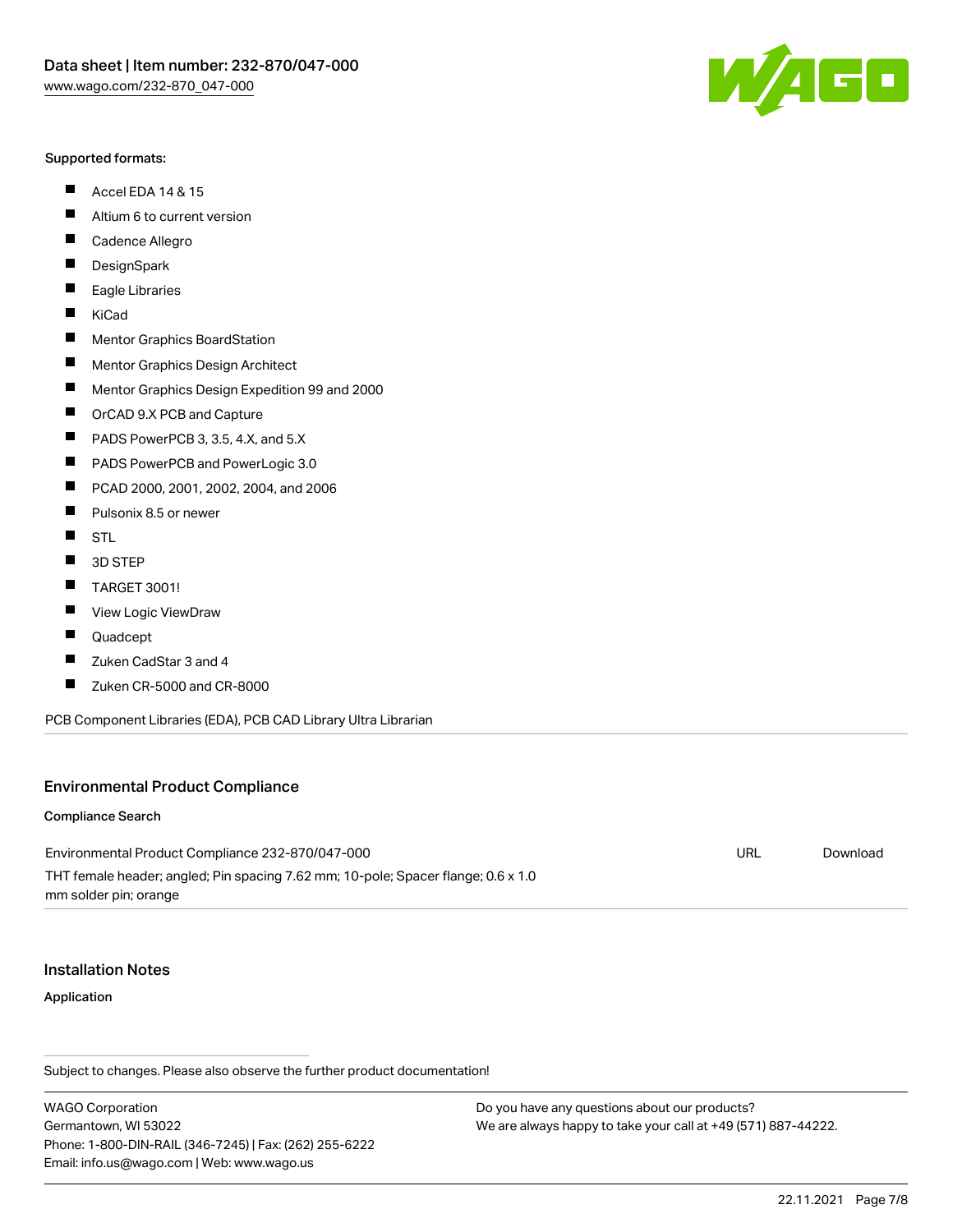**Supported formats:**

- Accel EDA 14 & 15
- Altium 6 to current version
- Cadence Allegro
- DesignSpark
- Eagle Libraries
- KiCad
- Mentor Graphics BoardStation
- Mentor Graphics Design Architect
- Mentor Graphics Design Expedition 99 and 2000
- OrCAD 9.X PCB and Capture
- PADS PowerPCB 3, 3.5, 4.X, and 5.X
- PADS PowerPCB and PowerLogic 3.0
- PCAD 2000, 2001, 2002, 2004, and 2006
- Pulsonix 8.5 or newer
- STL
- 3D STEP
- TARGET 3001!
- View Logic ViewDraw
- Quadcept
- Zuken CadStar 3 and 4
- Zuken CR-5000 and CR-8000

PCB Component Libraries (EDA), PCB CAD Library Ultra Librarian

## Environmental Product Compliance

### Compliance Search

| | | |
|---|---|---|
| Environmental Product Compliance 232-870/047-000<br>THT female header; angled; Pin spacing 7.62 mm; 10-pole; Spacer flange; 0.6 x 1.0 mm solder pin; orange | URL | Download |

## Installation Notes

### Application

Subject to changes. Please also observe the further product documentation!

WAGO Corporation
Germantown, WI 53022
Phone: 1-800-DIN-RAIL (346-7245) | Fax: (262) 255-6222
Email: info.us@wago.com | Web: www.wago.us

Do you have any questions about our products?
We are always happy to take your call at +49 (571) 887-44222.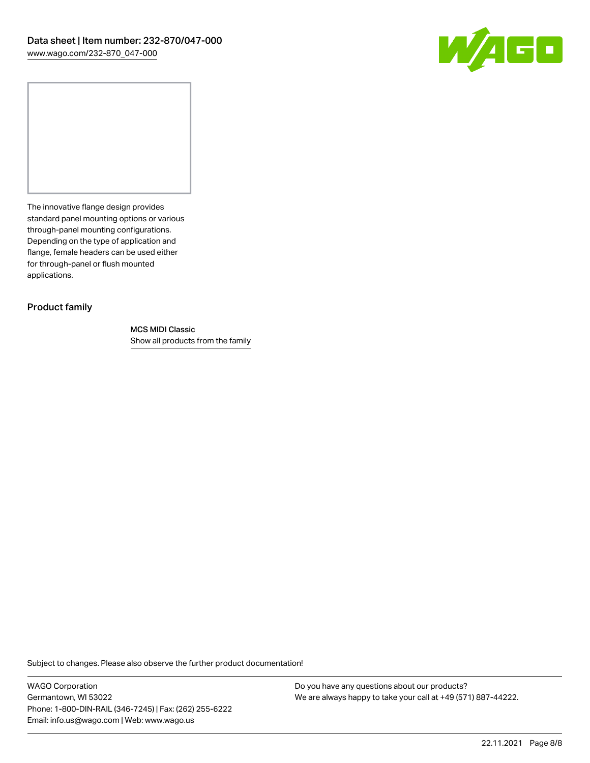The innovative flange design provides standard panel mounting options or various through-panel mounting configurations. Depending on the type of application and flange, female headers can be used either for through-panel or flush mounted applications.

## Product family

MCS MIDI Classic
Show all products from the family

Subject to changes. Please also observe the further product documentation!